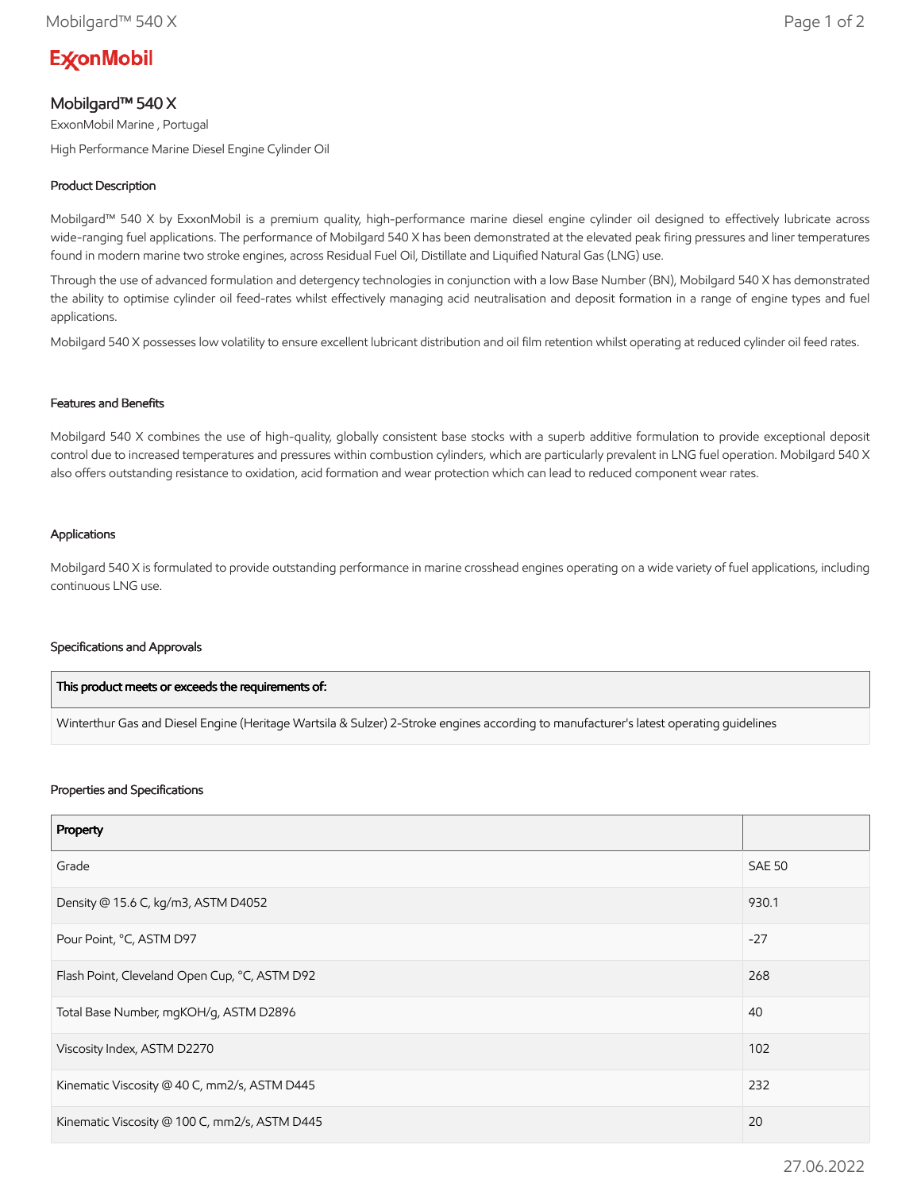ExxonMobil

# Mobilgard™ 540 X

ExxonMobil Marine , Portugal

High Performance Marine Diesel Engine Cylinder Oil

## Product Description

Mobilgard™ 540 X by ExxonMobil is a premium quality, high-performance marine diesel engine cylinder oil designed to effectively lubricate across wide-ranging fuel applications. The performance of Mobilgard 540 X has been demonstrated at the elevated peak firing pressures and liner temperatures found in modern marine two stroke engines, across Residual Fuel Oil, Distillate and Liquified Natural Gas (LNG) use.

Through the use of advanced formulation and detergency technologies in conjunction with a low Base Number (BN), Mobilgard 540 X has demonstrated the ability to optimise cylinder oil feed-rates whilst effectively managing acid neutralisation and deposit formation in a range of engine types and fuel applications.

Mobilgard 540 X possesses low volatility to ensure excellent lubricant distribution and oil film retention whilst operating at reduced cylinder oil feed rates.

## Features and Benefits

Mobilgard 540 X combines the use of high-quality, globally consistent base stocks with a superb additive formulation to provide exceptional deposit control due to increased temperatures and pressures within combustion cylinders, which are particularly prevalent in LNG fuel operation. Mobilgard 540 X also offers outstanding resistance to oxidation, acid formation and wear protection which can lead to reduced component wear rates.

## Applications

Mobilgard 540 X is formulated to provide outstanding performance in marine crosshead engines operating on a wide variety of fuel applications, including continuous LNG use.

## Specifications and Approvals

| This product meets or exceeds the requirements of: |
|---|
| Winterthur Gas and Diesel Engine (Heritage Wartsila & Sulzer) 2-Stroke engines according to manufacturer's latest operating guidelines |

## Properties and Specifications

| Property | |
|---|---|
| Grade | SAE 50 |
| Density @ 15.6 C, kg/m3, ASTM D4052 | 930.1 |
| Pour Point, °C, ASTM D97 | -27 |
| Flash Point, Cleveland Open Cup, °C, ASTM D92 | 268 |
| Total Base Number, mgKOH/g, ASTM D2896 | 40 |
| Viscosity Index, ASTM D2270 | 102 |
| Kinematic Viscosity @ 40 C, mm2/s, ASTM D445 | 232 |
| Kinematic Viscosity @ 100 C, mm2/s, ASTM D445 | 20 |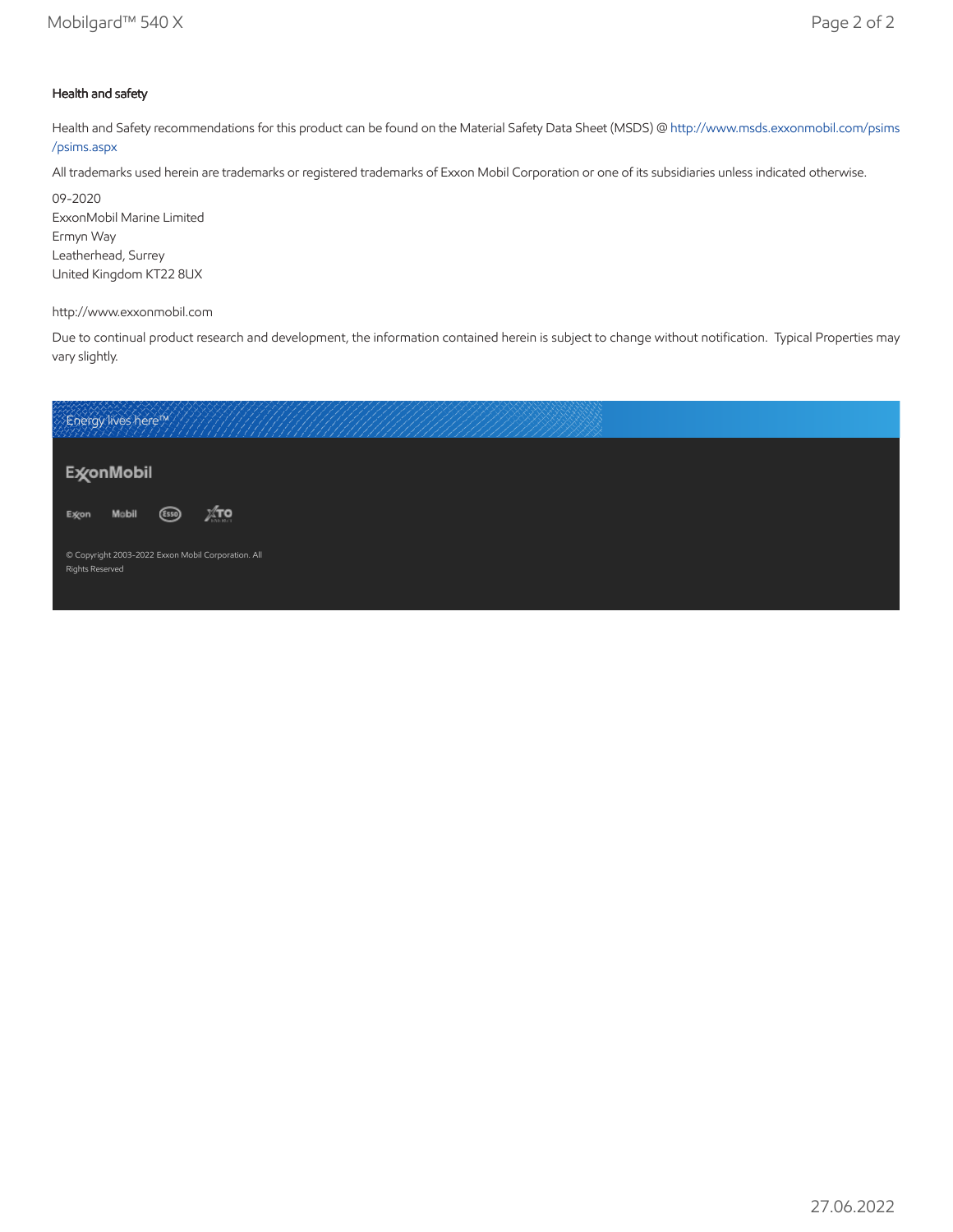### Health and safety

Health and Safety recommendations for this product can be found on the Material Safety Data Sheet (MSDS) @ http://www.msds.exxonmobil.com/psims/psims.aspx

All trademarks used herein are trademarks or registered trademarks of Exxon Mobil Corporation or one of its subsidiaries unless indicated otherwise.

09-2020
ExxonMobil Marine Limited
Ermyn Way
Leatherhead, Surrey
United Kingdom KT22 8UX

http://www.exxonmobil.com

Due to continual product research and development, the information contained herein is subject to change without notification. Typical Properties may vary slightly.

Energy lives here™

ExxonMobil

Exxon Mobil Esso XTO

© Copyright 2003-2022 Exxon Mobil Corporation. All Rights Reserved